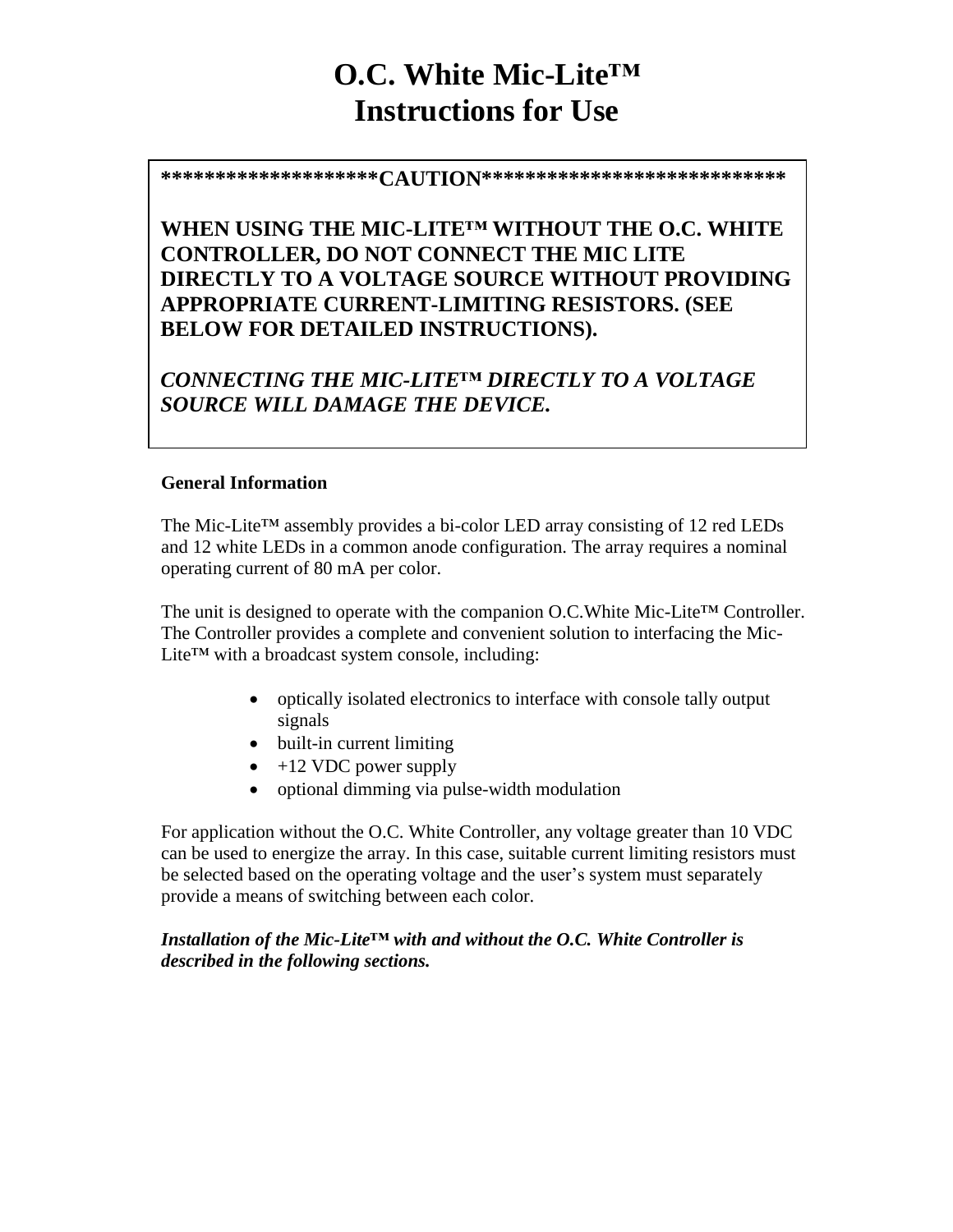# O.C. White Mic-Lite™
# Instructions for Use

**********************CAUTION******************************

**WHEN USING THE MIC-LITE™ WITHOUT THE O.C. WHITE CONTROLLER, DO NOT CONNECT THE MIC LITE DIRECTLY TO A VOLTAGE SOURCE WITHOUT PROVIDING APPROPRIATE CURRENT-LIMITING RESISTORS. (SEE BELOW FOR DETAILED INSTRUCTIONS).**

***CONNECTING THE MIC-LITE™ DIRECTLY TO A VOLTAGE SOURCE WILL DAMAGE THE DEVICE.***

**General Information**

The Mic-Lite™ assembly provides a bi-color LED array consisting of 12 red LEDs and 12 white LEDs in a common anode configuration. The array requires a nominal operating current of 80 mA per color.

The unit is designed to operate with the companion O.C.White Mic-Lite™ Controller. The Controller provides a complete and convenient solution to interfacing the Mic-Lite™ with a broadcast system console, including:

- optically isolated electronics to interface with console tally output signals
- built-in current limiting
- +12 VDC power supply
- optional dimming via pulse-width modulation

For application without the O.C. White Controller, any voltage greater than 10 VDC can be used to energize the array. In this case, suitable current limiting resistors must be selected based on the operating voltage and the user's system must separately provide a means of switching between each color.

***Installation of the Mic-Lite™ with and without the O.C. White Controller is described in the following sections.***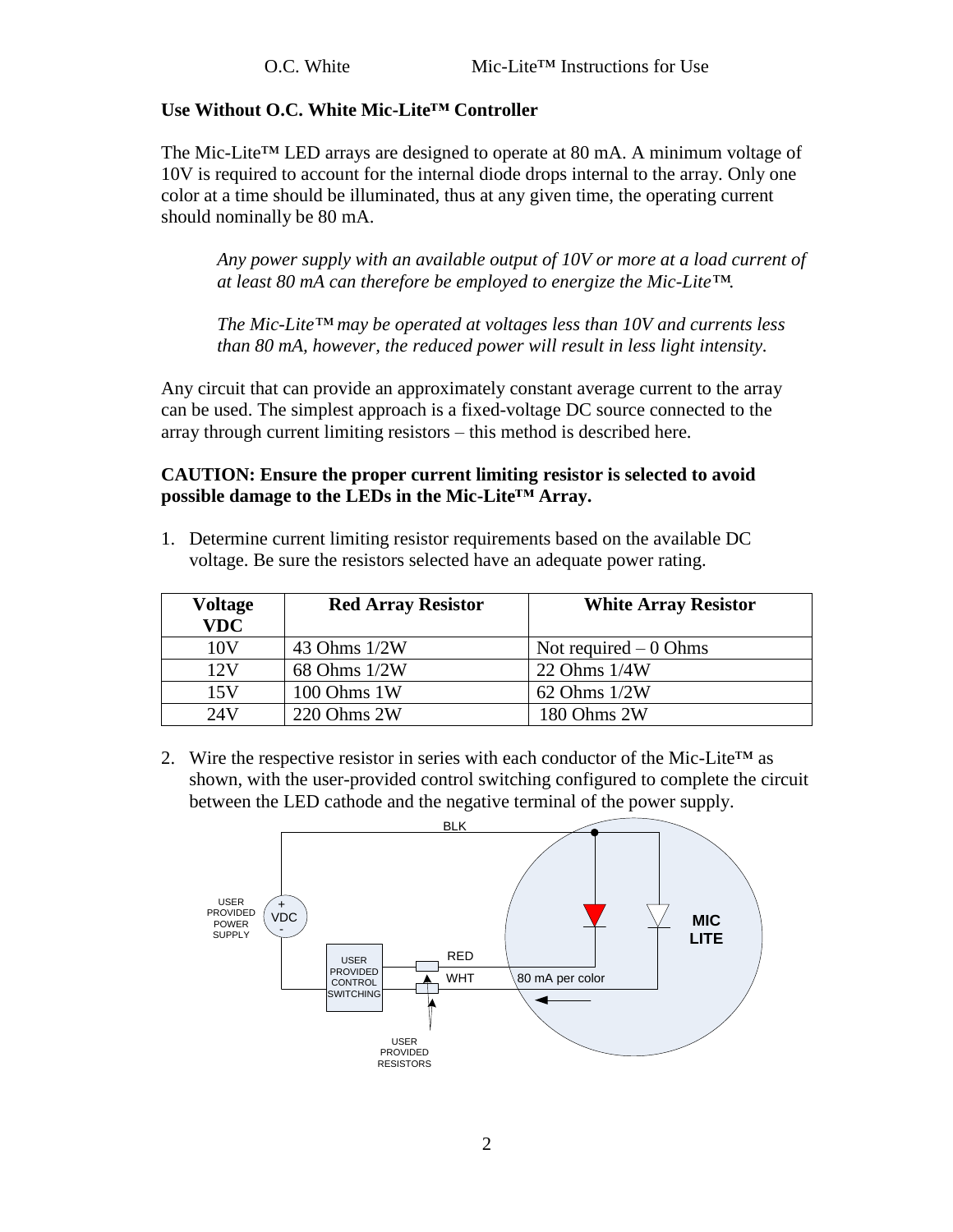**Use Without O.C. White Mic-Lite™ Controller**

The Mic-Lite™ LED arrays are designed to operate at 80 mA. A minimum voltage of 10V is required to account for the internal diode drops internal to the array. Only one color at a time should be illuminated, thus at any given time, the operating current should nominally be 80 mA.

> *Any power supply with an available output of 10V or more at a load current of at least 80 mA can therefore be employed to energize the Mic-Lite™.*
>
> *The Mic-Lite™ may be operated at voltages less than 10V and currents less than 80 mA, however, the reduced power will result in less light intensity.*

Any circuit that can provide an approximately constant average current to the array can be used. The simplest approach is a fixed-voltage DC source connected to the array through current limiting resistors – this method is described here.

**CAUTION: Ensure the proper current limiting resistor is selected to avoid possible damage to the LEDs in the Mic-Lite™ Array.**

1. Determine current limiting resistor requirements based on the available DC voltage. Be sure the resistors selected have an adequate power rating.

| Voltage VDC | Red Array Resistor | White Array Resistor |
|---|---|---|
| 10V | 43 Ohms 1/2W | Not required – 0 Ohms |
| 12V | 68 Ohms 1/2W | 22 Ohms 1/4W |
| 15V | 100 Ohms 1W | 62 Ohms 1/2W |
| 24V | 220 Ohms 2W | 180 Ohms 2W |

2. Wire the respective resistor in series with each conductor of the Mic-Lite™ as shown, with the user-provided control switching configured to complete the circuit between the LED cathode and the negative terminal of the power supply.

BLK

USER PROVIDED POWER SUPPLY + VDC -

USER PROVIDED CONTROL SWITCHING

RED

WHT

80 mA per color

MIC LITE

USER PROVIDED RESISTORS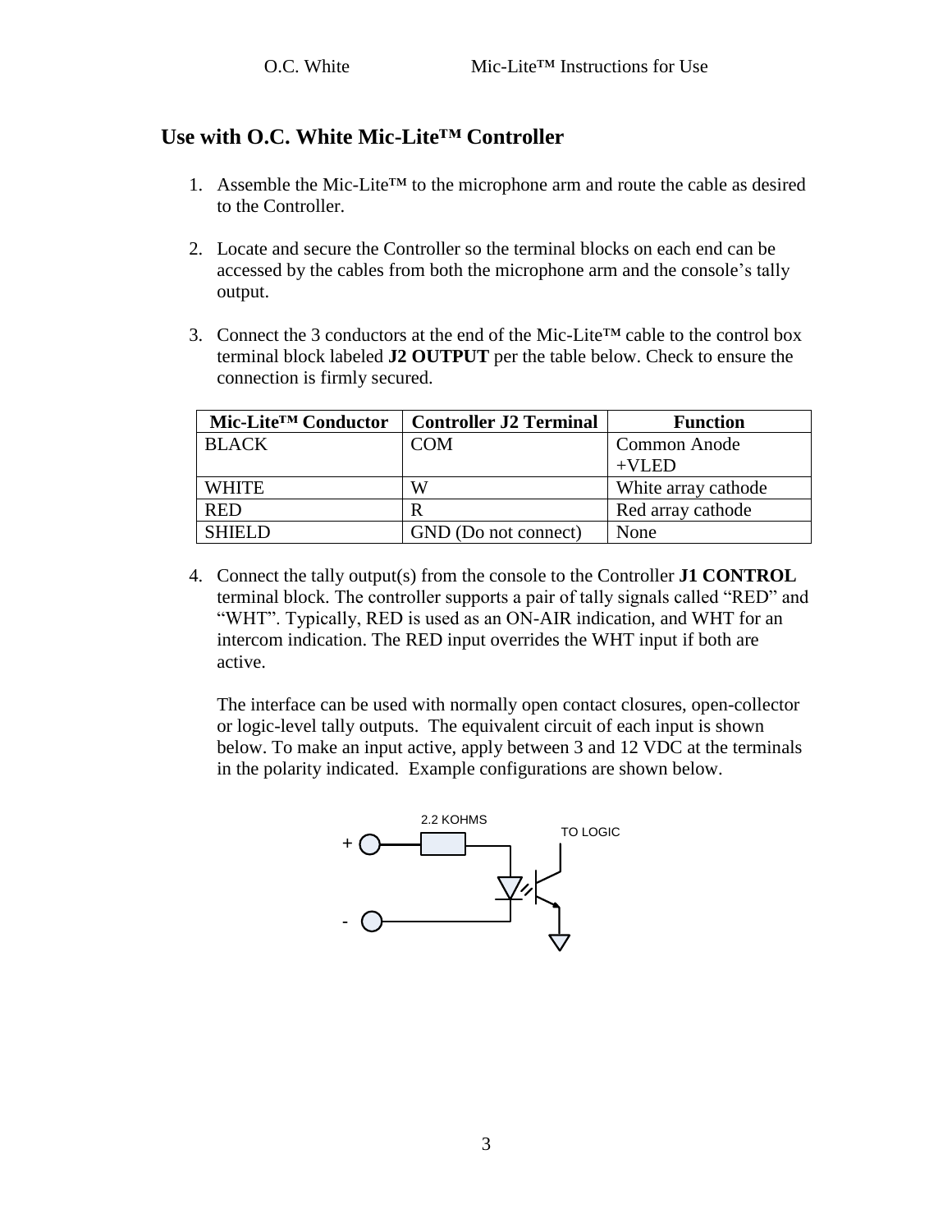## Use with O.C. White Mic-Lite™ Controller

1. Assemble the Mic-Lite™ to the microphone arm and route the cable as desired to the Controller.

2. Locate and secure the Controller so the terminal blocks on each end can be accessed by the cables from both the microphone arm and the console's tally output.

3. Connect the 3 conductors at the end of the Mic-Lite™ cable to the control box terminal block labeled **J2 OUTPUT** per the table below. Check to ensure the connection is firmly secured.

| Mic-Lite™ Conductor | Controller J2 Terminal | Function |
|---|---|---|
| BLACK | COM | Common Anode +VLED |
| WHITE | W | White array cathode |
| RED | R | Red array cathode |
| SHIELD | GND (Do not connect) | None |

4. Connect the tally output(s) from the console to the Controller **J1 CONTROL** terminal block. The controller supports a pair of tally signals called "RED" and "WHT". Typically, RED is used as an ON-AIR indication, and WHT for an intercom indication. The RED input overrides the WHT input if both are active.

   The interface can be used with normally open contact closures, open-collector or logic-level tally outputs. The equivalent circuit of each input is shown below. To make an input active, apply between 3 and 12 VDC at the terminals in the polarity indicated. Example configurations are shown below.

2.2 KOHMS

TO LOGIC

+

-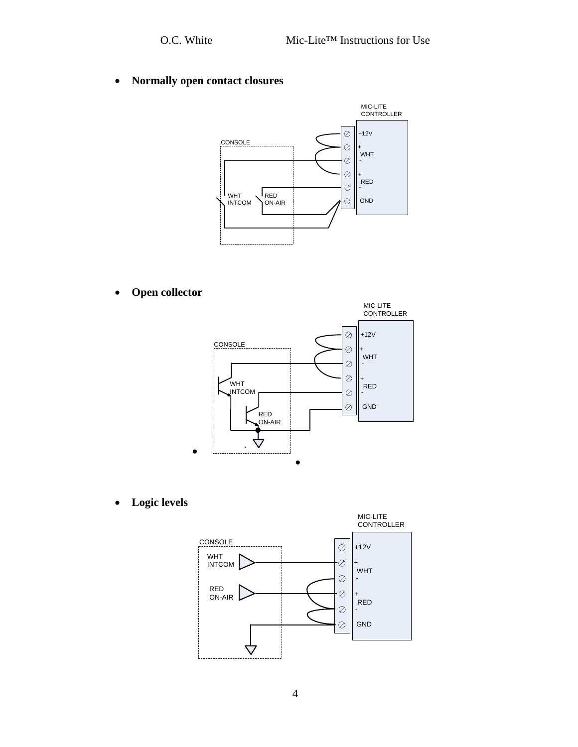- **Normally open contact closures**

MIC-LITE CONTROLLER

+12V

+ WHT -

+ RED -

GND

CONSOLE

WHT INTCOM

RED ON-AIR

- **Open collector**

MIC-LITE CONTROLLER

+12V

+ WHT -

+ RED -

GND

CONSOLE

WHT INTCOM

RED ON-AIR

- **Logic levels**

MIC-LITE CONTROLLER

+12V

+ WHT -

+ RED -

GND

CONSOLE

WHT INTCOM

RED ON-AIR